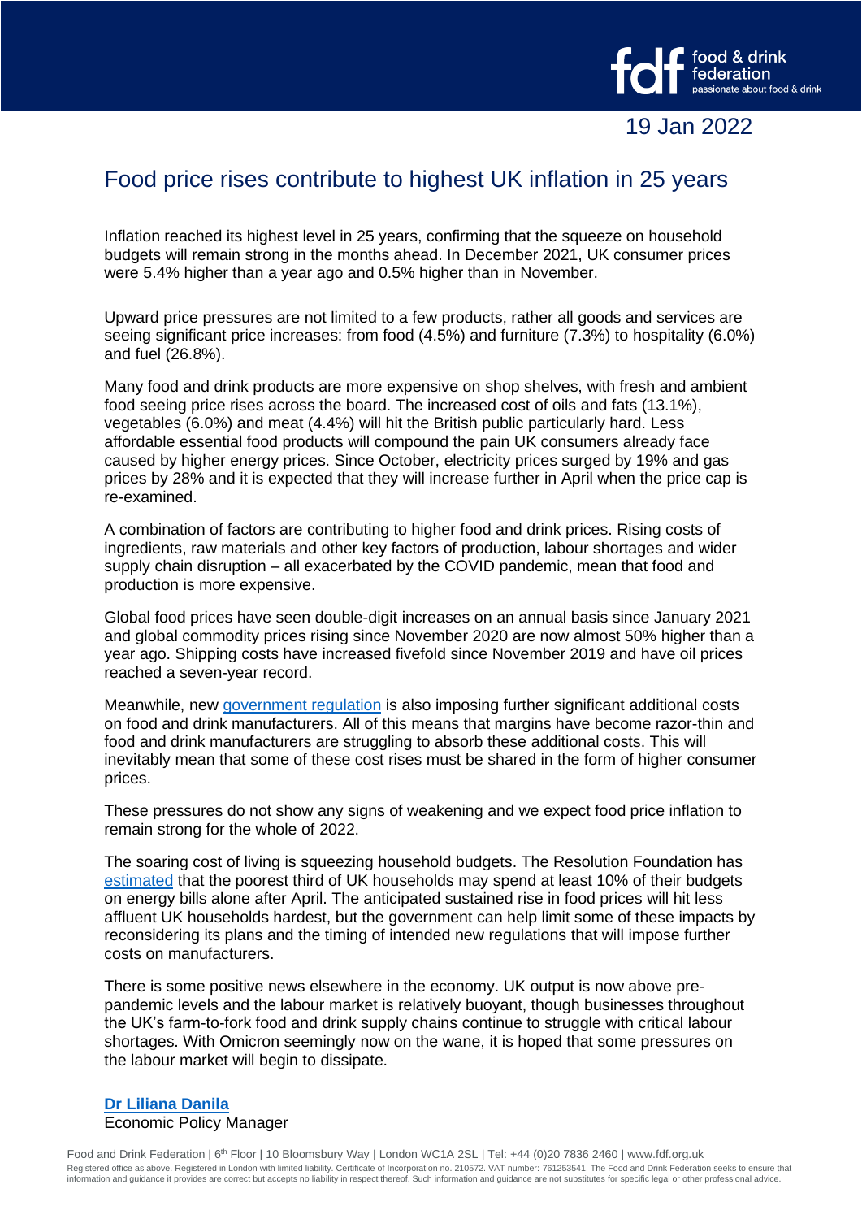19 Jan 2022

# Food price rises contribute to highest UK inflation in 25 years

Inflation reached its highest level in 25 years, confirming that the squeeze on household budgets will remain strong in the months ahead. In December 2021, UK consumer prices were 5.4% higher than a year ago and 0.5% higher than in November.

Upward price pressures are not limited to a few products, rather all goods and services are seeing significant price increases: from food (4.5%) and furniture (7.3%) to hospitality (6.0%) and fuel (26.8%).

Many food and drink products are more expensive on shop shelves, with fresh and ambient food seeing price rises across the board. The increased cost of oils and fats (13.1%), vegetables (6.0%) and meat (4.4%) will hit the British public particularly hard. Less affordable essential food products will compound the pain UK consumers already face caused by higher energy prices. Since October, electricity prices surged by 19% and gas prices by 28% and it is expected that they will increase further in April when the price cap is re-examined.

A combination of factors are contributing to higher food and drink prices. Rising costs of ingredients, raw materials and other key factors of production, labour shortages and wider supply chain disruption – all exacerbated by the COVID pandemic, mean that food and production is more expensive.

Global food prices have seen double-digit increases on an annual basis since January 2021 and global commodity prices rising since November 2020 are now almost 50% higher than a year ago. Shipping costs have increased fivefold since November 2019 and have oil prices reached a seven-year record.

Meanwhile, new government regulation is also imposing further significant additional costs on food and drink manufacturers. All of this means that margins have become razor-thin and food and drink manufacturers are struggling to absorb these additional costs. This will inevitably mean that some of these cost rises must be shared in the form of higher consumer prices.

These pressures do not show any signs of weakening and we expect food price inflation to remain strong for the whole of 2022.

The soaring cost of living is squeezing household budgets. The Resolution Foundation has estimated that the poorest third of UK households may spend at least 10% of their budgets on energy bills alone after April. The anticipated sustained rise in food prices will hit less affluent UK households hardest, but the government can help limit some of these impacts by reconsidering its plans and the timing of intended new regulations that will impose further costs on manufacturers.

There is some positive news elsewhere in the economy. UK output is now above pre-pandemic levels and the labour market is relatively buoyant, though businesses throughout the UK's farm-to-fork food and drink supply chains continue to struggle with critical labour shortages. With Omicron seemingly now on the wane, it is hoped that some pressures on the labour market will begin to dissipate.

**Dr Liliana Danila**
Economic Policy Manager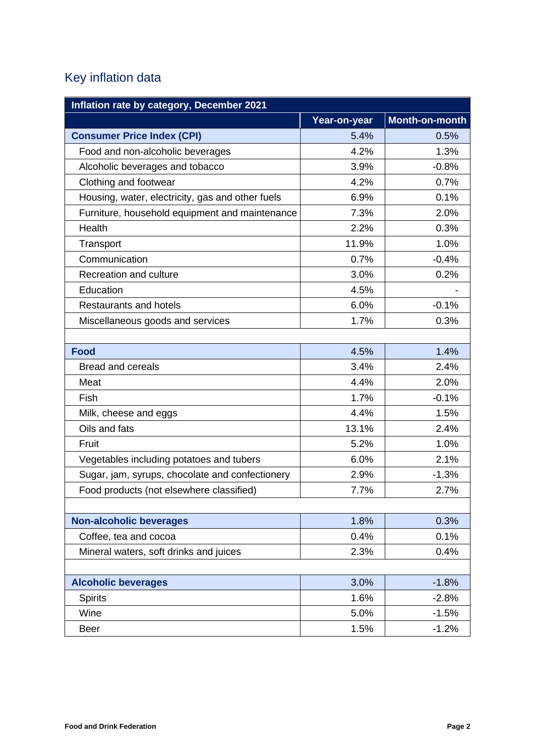## Key inflation data

| Inflation rate by category, December 2021 | | |
|---|---|---|
| | **Year-on-year** | **Month-on-month** |
| **Consumer Price Index (CPI)** | 5.4% | 0.5% |
| Food and non-alcoholic beverages | 4.2% | 1.3% |
| Alcoholic beverages and tobacco | 3.9% | -0.8% |
| Clothing and footwear | 4.2% | 0.7% |
| Housing, water, electricity, gas and other fuels | 6.9% | 0.1% |
| Furniture, household equipment and maintenance | 7.3% | 2.0% |
| Health | 2.2% | 0.3% |
| Transport | 11.9% | 1.0% |
| Communication | 0.7% | -0.4% |
| Recreation and culture | 3.0% | 0.2% |
| Education | 4.5% | - |
| Restaurants and hotels | 6.0% | -0.1% |
| Miscellaneous goods and services | 1.7% | 0.3% |
| | | |
| **Food** | 4.5% | 1.4% |
| Bread and cereals | 3.4% | 2.4% |
| Meat | 4.4% | 2.0% |
| Fish | 1.7% | -0.1% |
| Milk, cheese and eggs | 4.4% | 1.5% |
| Oils and fats | 13.1% | 2.4% |
| Fruit | 5.2% | 1.0% |
| Vegetables including potatoes and tubers | 6.0% | 2.1% |
| Sugar, jam, syrups, chocolate and confectionery | 2.9% | -1.3% |
| Food products (not elsewhere classified) | 7.7% | 2.7% |
| | | |
| **Non-alcoholic beverages** | 1.8% | 0.3% |
| Coffee, tea and cocoa | 0.4% | 0.1% |
| Mineral waters, soft drinks and juices | 2.3% | 0.4% |
| | | |
| **Alcoholic beverages** | 3.0% | -1.8% |
| Spirits | 1.6% | -2.8% |
| Wine | 5.0% | -1.5% |
| Beer | 1.5% | -1.2% |